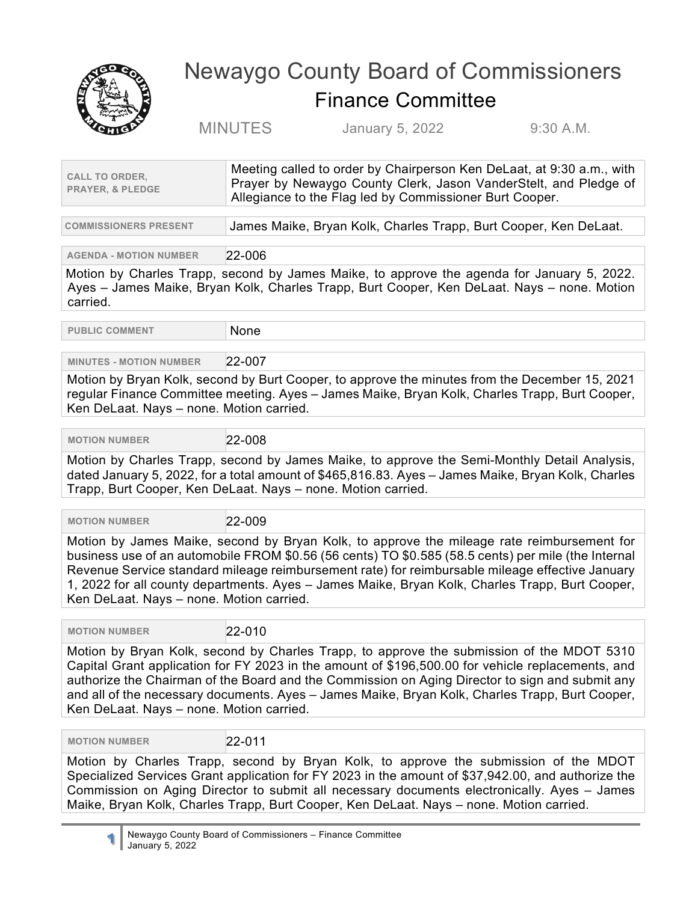# Newaygo County Board of Commissioners

## Finance Committee

MINUTES January 5, 2022 9:30 A.M.

| CALL TO ORDER, PRAYER, & PLEDGE | Meeting called to order by Chairperson Ken DeLaat, at 9:30 a.m., with Prayer by Newaygo County Clerk, Jason VanderStelt, and Pledge of Allegiance to the Flag led by Commissioner Burt Cooper. |
|---|---|

| COMMISSIONERS PRESENT | James Maike, Bryan Kolk, Charles Trapp, Burt Cooper, Ken DeLaat. |
|---|---|

**AGENDA - MOTION NUMBER** 22-006

Motion by Charles Trapp, second by James Maike, to approve the agenda for January 5, 2022. Ayes – James Maike, Bryan Kolk, Charles Trapp, Burt Cooper, Ken DeLaat. Nays – none. Motion carried.

| PUBLIC COMMENT | None |
|---|---|

**MINUTES - MOTION NUMBER** 22-007

Motion by Bryan Kolk, second by Burt Cooper, to approve the minutes from the December 15, 2021 regular Finance Committee meeting. Ayes – James Maike, Bryan Kolk, Charles Trapp, Burt Cooper, Ken DeLaat. Nays – none. Motion carried.

**MOTION NUMBER** 22-008

Motion by Charles Trapp, second by James Maike, to approve the Semi-Monthly Detail Analysis, dated January 5, 2022, for a total amount of $465,816.83. Ayes – James Maike, Bryan Kolk, Charles Trapp, Burt Cooper, Ken DeLaat. Nays – none. Motion carried.

**MOTION NUMBER** 22-009

Motion by James Maike, second by Bryan Kolk, to approve the mileage rate reimbursement for business use of an automobile FROM $0.56 (56 cents) TO $0.585 (58.5 cents) per mile (the Internal Revenue Service standard mileage reimbursement rate) for reimbursable mileage effective January 1, 2022 for all county departments. Ayes – James Maike, Bryan Kolk, Charles Trapp, Burt Cooper, Ken DeLaat. Nays – none. Motion carried.

**MOTION NUMBER** 22-010

Motion by Bryan Kolk, second by Charles Trapp, to approve the submission of the MDOT 5310 Capital Grant application for FY 2023 in the amount of $196,500.00 for vehicle replacements, and authorize the Chairman of the Board and the Commission on Aging Director to sign and submit any and all of the necessary documents. Ayes – James Maike, Bryan Kolk, Charles Trapp, Burt Cooper, Ken DeLaat. Nays – none. Motion carried.

**MOTION NUMBER** 22-011

Motion by Charles Trapp, second by Bryan Kolk, to approve the submission of the MDOT Specialized Services Grant application for FY 2023 in the amount of $37,942.00, and authorize the Commission on Aging Director to submit all necessary documents electronically. Ayes – James Maike, Bryan Kolk, Charles Trapp, Burt Cooper, Ken DeLaat. Nays – none. Motion carried.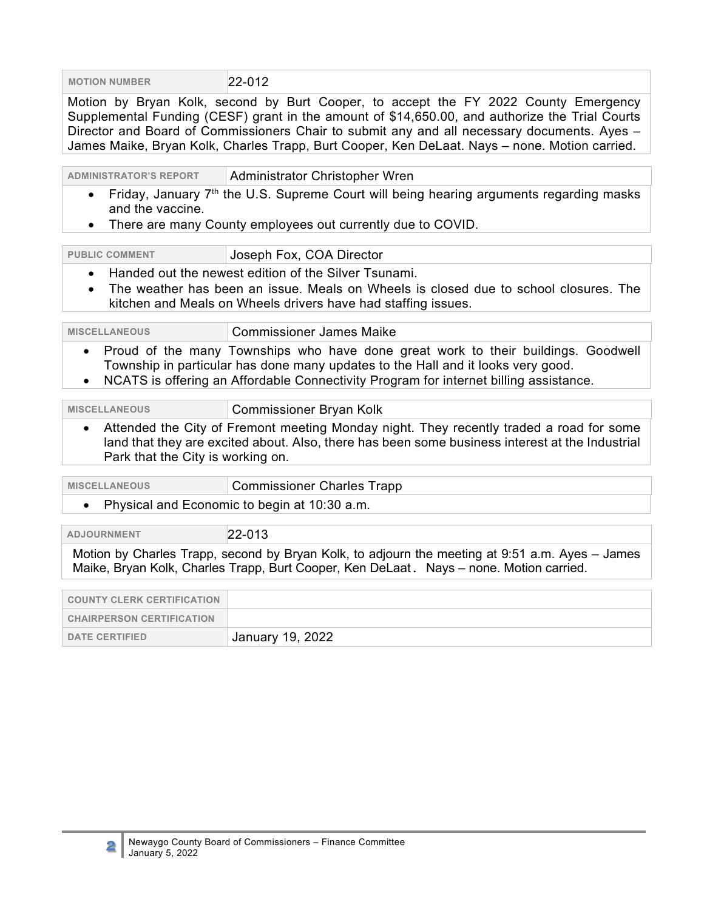| | |
|---|---|
| **MOTION NUMBER** | 22-012 |

Motion by Bryan Kolk, second by Burt Cooper, to accept the FY 2022 County Emergency Supplemental Funding (CESF) grant in the amount of $14,650.00, and authorize the Trial Courts Director and Board of Commissioners Chair to submit any and all necessary documents. Ayes – James Maike, Bryan Kolk, Charles Trapp, Burt Cooper, Ken DeLaat. Nays – none. Motion carried.

| | |
|---|---|
| **ADMINISTRATOR'S REPORT** | Administrator Christopher Wren |

- Friday, January 7th the U.S. Supreme Court will being hearing arguments regarding masks and the vaccine.
- There are many County employees out currently due to COVID.

| | |
|---|---|
| **PUBLIC COMMENT** | Joseph Fox, COA Director |

- Handed out the newest edition of the Silver Tsunami.
- The weather has been an issue. Meals on Wheels is closed due to school closures. The kitchen and Meals on Wheels drivers have had staffing issues.

| | |
|---|---|
| **MISCELLANEOUS** | Commissioner James Maike |

- Proud of the many Townships who have done great work to their buildings. Goodwell Township in particular has done many updates to the Hall and it looks very good.
- NCATS is offering an Affordable Connectivity Program for internet billing assistance.

| | |
|---|---|
| **MISCELLANEOUS** | Commissioner Bryan Kolk |

- Attended the City of Fremont meeting Monday night. They recently traded a road for some land that they are excited about. Also, there has been some business interest at the Industrial Park that the City is working on.

| | |
|---|---|
| **MISCELLANEOUS** | Commissioner Charles Trapp |

- Physical and Economic to begin at 10:30 a.m.

| | |
|---|---|
| **ADJOURNMENT** | 22-013 |

Motion by Charles Trapp, second by Bryan Kolk, to adjourn the meeting at 9:51 a.m. Ayes – James Maike, Bryan Kolk, Charles Trapp, Burt Cooper, Ken DeLaat. Nays – none. Motion carried.

| | |
|---|---|
| **COUNTY CLERK CERTIFICATION** | |
| **CHAIRPERSON CERTIFICATION** | |
| **DATE CERTIFIED** | January 19, 2022 |